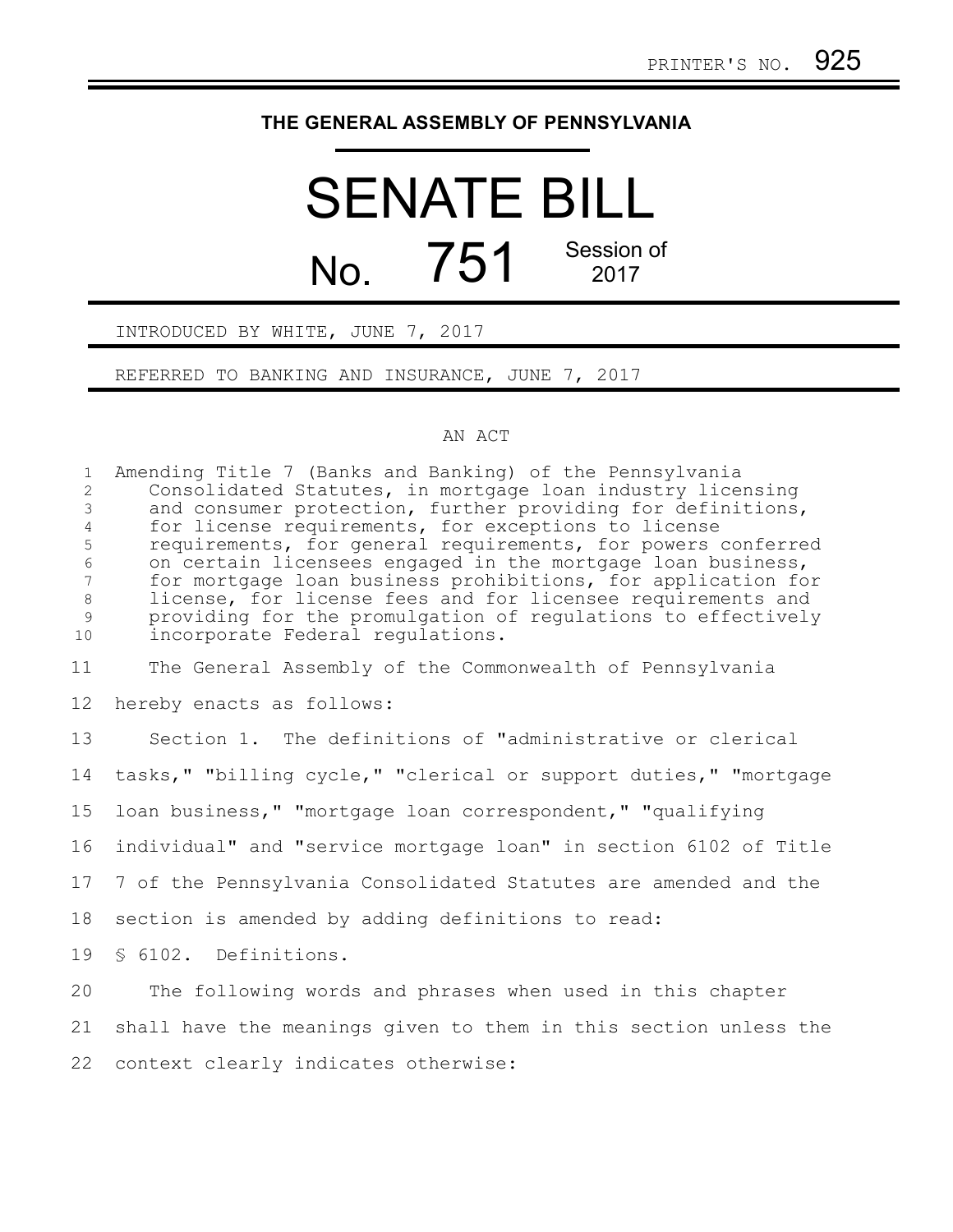PRINTER'S NO. 925

# THE GENERAL ASSEMBLY OF PENNSYLVANIA

# SENATE BILL

# No. 751 Session of 2017

INTRODUCED BY WHITE, JUNE 7, 2017

REFERRED TO BANKING AND INSURANCE, JUNE 7, 2017

## AN ACT

Amending Title 7 (Banks and Banking) of the Pennsylvania Consolidated Statutes, in mortgage loan industry licensing and consumer protection, further providing for definitions, for license requirements, for exceptions to license requirements, for general requirements, for powers conferred on certain licensees engaged in the mortgage loan business, for mortgage loan business prohibitions, for application for license, for license fees and for licensee requirements and providing for the promulgation of regulations to effectively incorporate Federal regulations.

The General Assembly of the Commonwealth of Pennsylvania hereby enacts as follows:

Section 1. The definitions of "administrative or clerical tasks," "billing cycle," "clerical or support duties," "mortgage loan business," "mortgage loan correspondent," "qualifying individual" and "service mortgage loan" in section 6102 of Title 7 of the Pennsylvania Consolidated Statutes are amended and the section is amended by adding definitions to read:

§ 6102. Definitions.

The following words and phrases when used in this chapter shall have the meanings given to them in this section unless the context clearly indicates otherwise: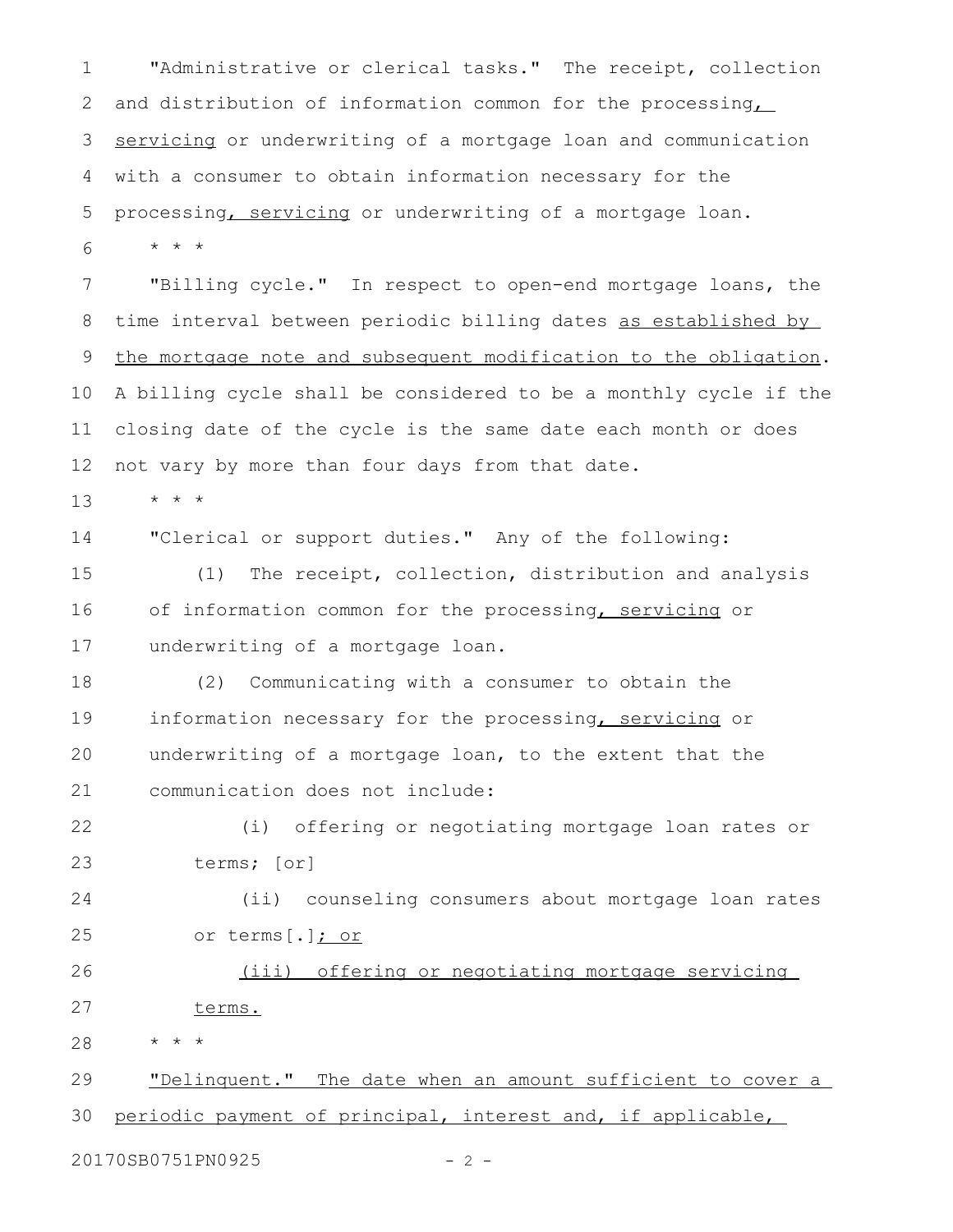"Administrative or clerical tasks." The receipt, collection and distribution of information common for the processing, servicing or underwriting of a mortgage loan and communication with a consumer to obtain information necessary for the processing, servicing or underwriting of a mortgage loan.

* * *

"Billing cycle." In respect to open-end mortgage loans, the time interval between periodic billing dates as established by the mortgage note and subsequent modification to the obligation. A billing cycle shall be considered to be a monthly cycle if the closing date of the cycle is the same date each month or does not vary by more than four days from that date.

* * *

"Clerical or support duties." Any of the following:

(1) The receipt, collection, distribution and analysis of information common for the processing, servicing or underwriting of a mortgage loan.

(2) Communicating with a consumer to obtain the information necessary for the processing, servicing or underwriting of a mortgage loan, to the extent that the communication does not include:

(i) offering or negotiating mortgage loan rates or terms; [or]

(ii) counseling consumers about mortgage loan rates or terms[.]; or

(iii) offering or negotiating mortgage servicing terms.

* * *

"Delinquent." The date when an amount sufficient to cover a periodic payment of principal, interest and, if applicable,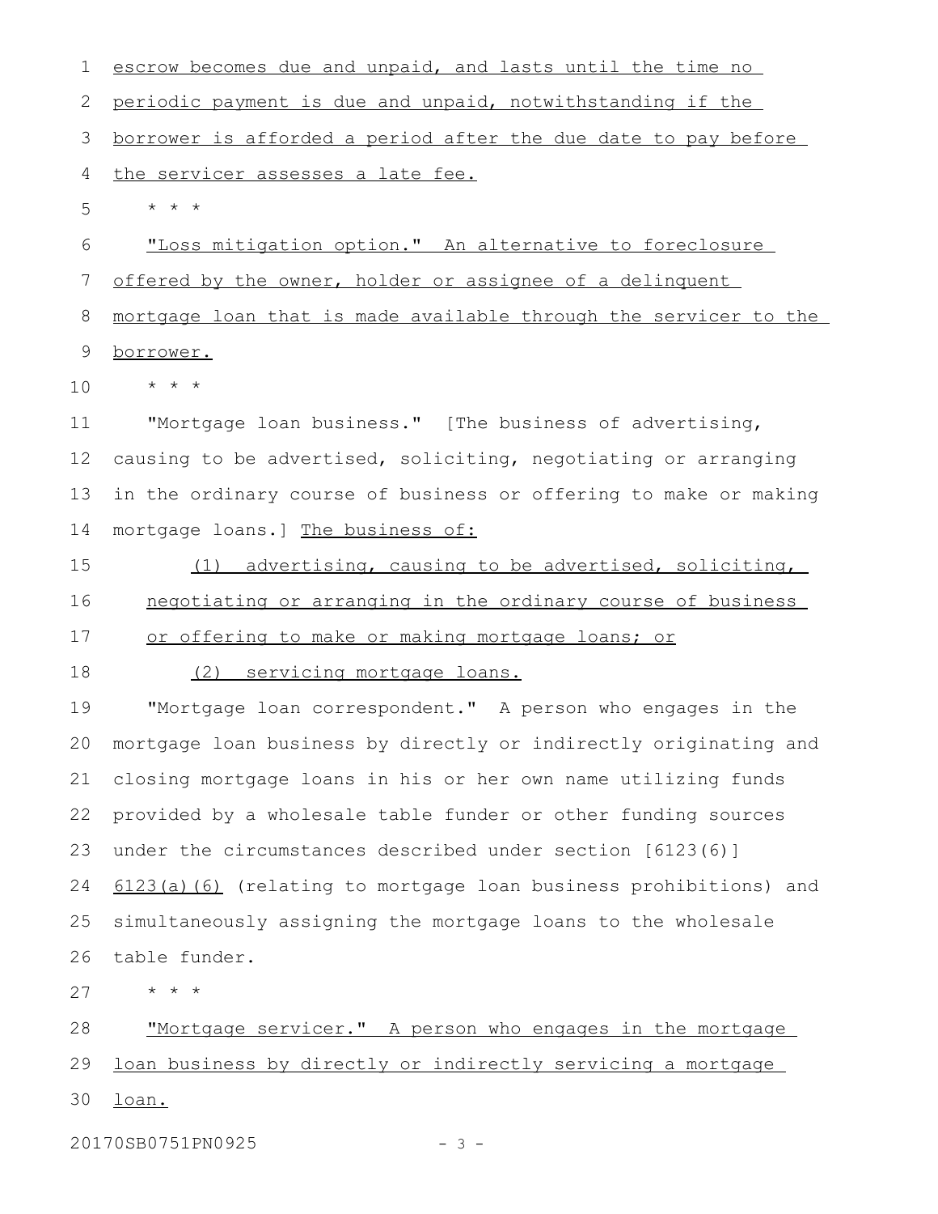escrow becomes due and unpaid, and lasts until the time no periodic payment is due and unpaid, notwithstanding if the borrower is afforded a period after the due date to pay before the servicer assesses a late fee.

* * *

"Loss mitigation option." An alternative to foreclosure offered by the owner, holder or assignee of a delinquent mortgage loan that is made available through the servicer to the borrower.

* * *

"Mortgage loan business." [The business of advertising, causing to be advertised, soliciting, negotiating or arranging in the ordinary course of business or offering to make or making mortgage loans.] The business of:

(1) advertising, causing to be advertised, soliciting, negotiating or arranging in the ordinary course of business or offering to make or making mortgage loans; or

(2) servicing mortgage loans.

"Mortgage loan correspondent." A person who engages in the mortgage loan business by directly or indirectly originating and closing mortgage loans in his or her own name utilizing funds provided by a wholesale table funder or other funding sources under the circumstances described under section [6123(6)] 6123(a)(6) (relating to mortgage loan business prohibitions) and simultaneously assigning the mortgage loans to the wholesale table funder.

* * *

"Mortgage servicer." A person who engages in the mortgage loan business by directly or indirectly servicing a mortgage loan.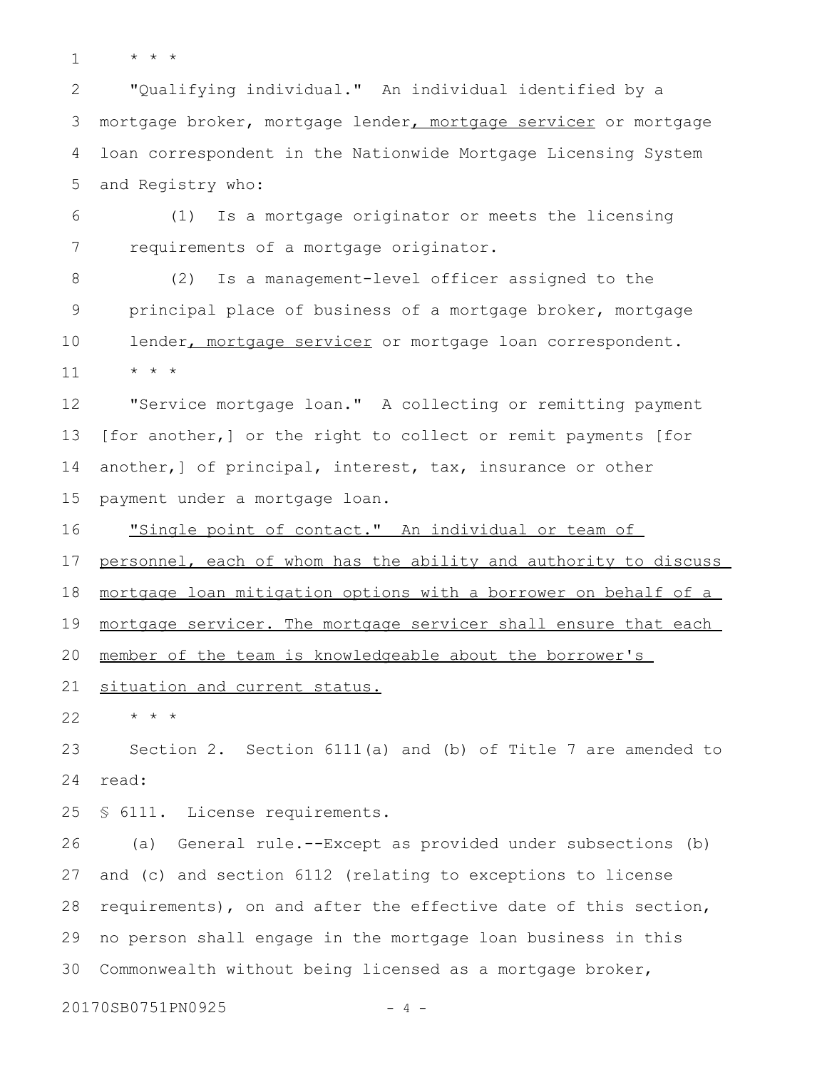\* \* \*

"Qualifying individual." An individual identified by a mortgage broker, mortgage lender, mortgage servicer or mortgage loan correspondent in the Nationwide Mortgage Licensing System and Registry who:

(1) Is a mortgage originator or meets the licensing requirements of a mortgage originator.

(2) Is a management-level officer assigned to the principal place of business of a mortgage broker, mortgage lender, mortgage servicer or mortgage loan correspondent.

\* \* \*

"Service mortgage loan." A collecting or remitting payment [for another,] or the right to collect or remit payments [for another,] of principal, interest, tax, insurance or other payment under a mortgage loan.

"Single point of contact." An individual or team of personnel, each of whom has the ability and authority to discuss mortgage loan mitigation options with a borrower on behalf of a mortgage servicer. The mortgage servicer shall ensure that each member of the team is knowledgeable about the borrower's situation and current status.

\* \* \*

Section 2. Section 6111(a) and (b) of Title 7 are amended to read:

§ 6111. License requirements.

(a) General rule.--Except as provided under subsections (b) and (c) and section 6112 (relating to exceptions to license requirements), on and after the effective date of this section, no person shall engage in the mortgage loan business in this Commonwealth without being licensed as a mortgage broker,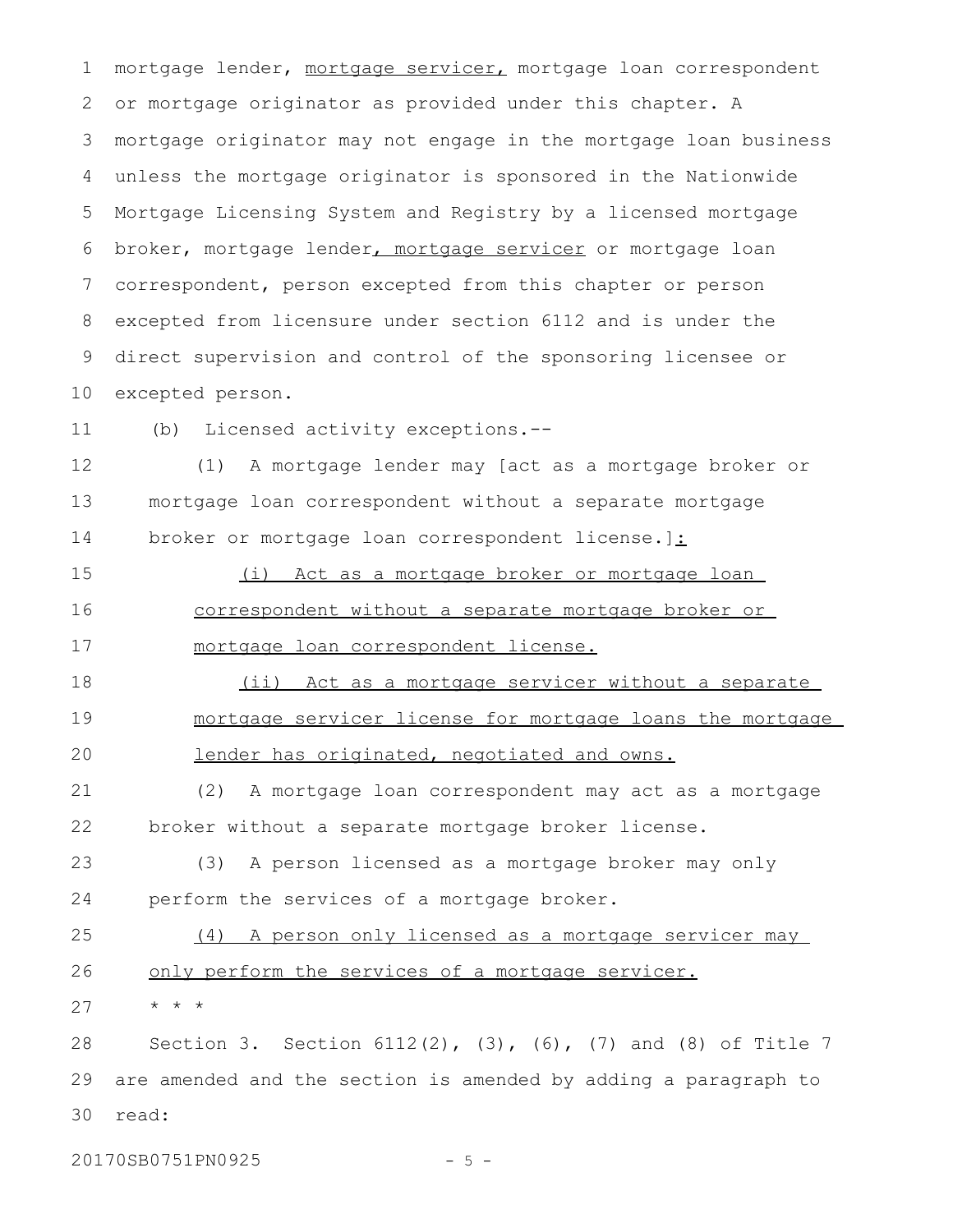mortgage lender, mortgage servicer, mortgage loan correspondent or mortgage originator as provided under this chapter. A mortgage originator may not engage in the mortgage loan business unless the mortgage originator is sponsored in the Nationwide Mortgage Licensing System and Registry by a licensed mortgage broker, mortgage lender, mortgage servicer or mortgage loan correspondent, person excepted from this chapter or person excepted from licensure under section 6112 and is under the direct supervision and control of the sponsoring licensee or excepted person.

(b) Licensed activity exceptions.--

(1) A mortgage lender may [act as a mortgage broker or mortgage loan correspondent without a separate mortgage broker or mortgage loan correspondent license.]:

(i) Act as a mortgage broker or mortgage loan correspondent without a separate mortgage broker or mortgage loan correspondent license.

(ii) Act as a mortgage servicer without a separate mortgage servicer license for mortgage loans the mortgage lender has originated, negotiated and owns.

(2) A mortgage loan correspondent may act as a mortgage broker without a separate mortgage broker license.

(3) A person licensed as a mortgage broker may only perform the services of a mortgage broker.

(4) A person only licensed as a mortgage servicer may only perform the services of a mortgage servicer.

* * *

Section 3. Section 6112(2), (3), (6), (7) and (8) of Title 7 are amended and the section is amended by adding a paragraph to read: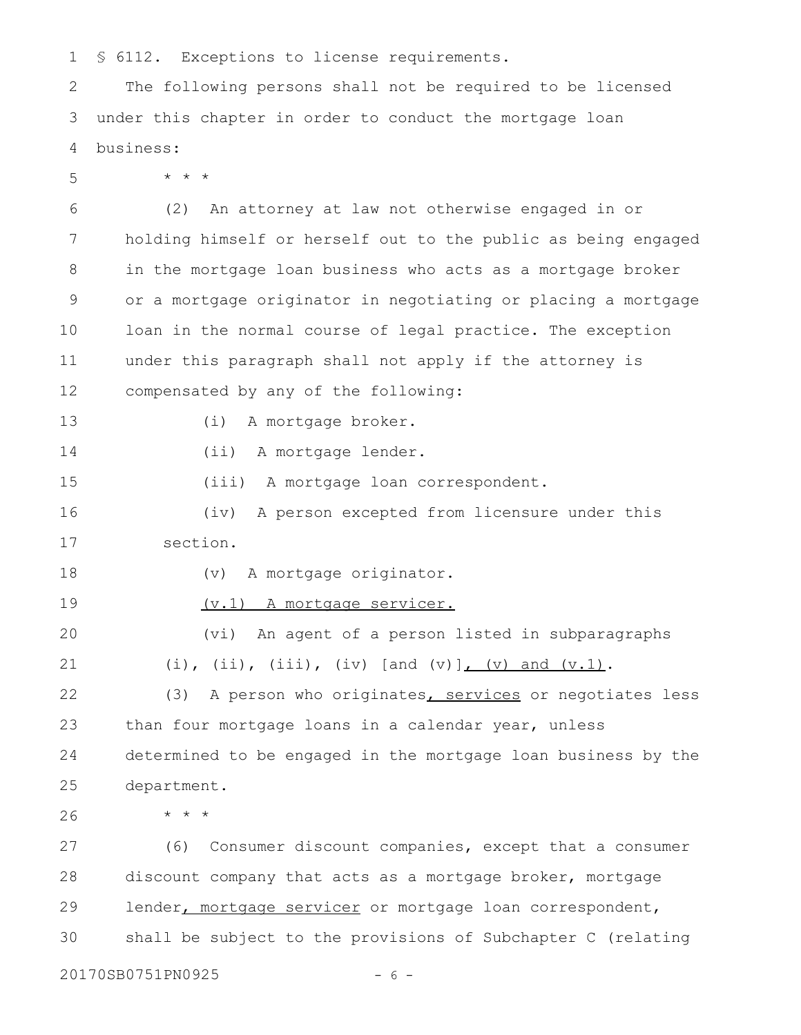§ 6112. Exceptions to license requirements.

The following persons shall not be required to be licensed under this chapter in order to conduct the mortgage loan business:

\* \* \*

(2) An attorney at law not otherwise engaged in or holding himself or herself out to the public as being engaged in the mortgage loan business who acts as a mortgage broker or a mortgage originator in negotiating or placing a mortgage loan in the normal course of legal practice. The exception under this paragraph shall not apply if the attorney is compensated by any of the following:

(i) A mortgage broker.

(ii) A mortgage lender.

(iii) A mortgage loan correspondent.

(iv) A person excepted from licensure under this section.

(v) A mortgage originator.

<u>(v.1) A mortgage servicer.</u>

(vi) An agent of a person listed in subparagraphs (i), (ii), (iii), (iv) [and (v)]<u>, (v) and (v.1)</u>.

(3) A person who originates<u>, services</u> or negotiates less than four mortgage loans in a calendar year, unless determined to be engaged in the mortgage loan business by the department.

\* \* \*

(6) Consumer discount companies, except that a consumer discount company that acts as a mortgage broker, mortgage lender<u>, mortgage servicer</u> or mortgage loan correspondent, shall be subject to the provisions of Subchapter C (relating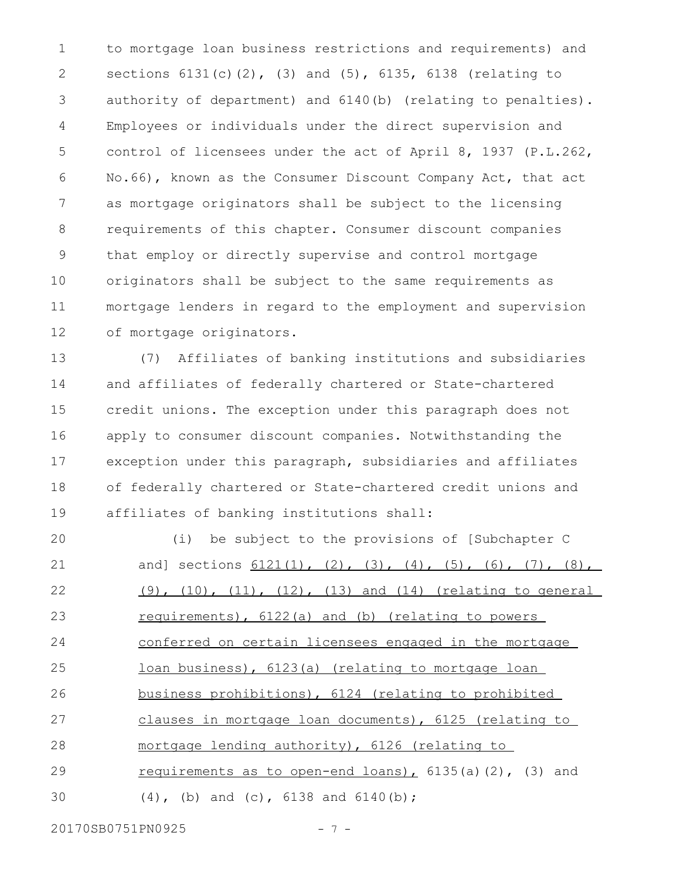to mortgage loan business restrictions and requirements) and sections 6131(c)(2), (3) and (5), 6135, 6138 (relating to authority of department) and 6140(b) (relating to penalties). Employees or individuals under the direct supervision and control of licensees under the act of April 8, 1937 (P.L.262, No.66), known as the Consumer Discount Company Act, that act as mortgage originators shall be subject to the licensing requirements of this chapter. Consumer discount companies that employ or directly supervise and control mortgage originators shall be subject to the same requirements as mortgage lenders in regard to the employment and supervision of mortgage originators.

(7) Affiliates of banking institutions and subsidiaries and affiliates of federally chartered or State-chartered credit unions. The exception under this paragraph does not apply to consumer discount companies. Notwithstanding the exception under this paragraph, subsidiaries and affiliates of federally chartered or State-chartered credit unions and affiliates of banking institutions shall:

(i) be subject to the provisions of [Subchapter C and] sections <u>6121(1), (2), (3), (4), (5), (6), (7), (8), (9), (10), (11), (12), (13) and (14) (relating to general requirements), 6122(a) and (b) (relating to powers conferred on certain licensees engaged in the mortgage loan business), 6123(a) (relating to mortgage loan business prohibitions), 6124 (relating to prohibited clauses in mortgage loan documents), 6125 (relating to mortgage lending authority), 6126 (relating to requirements as to open-end loans),</u> 6135(a)(2), (3) and (4), (b) and (c), 6138 and 6140(b);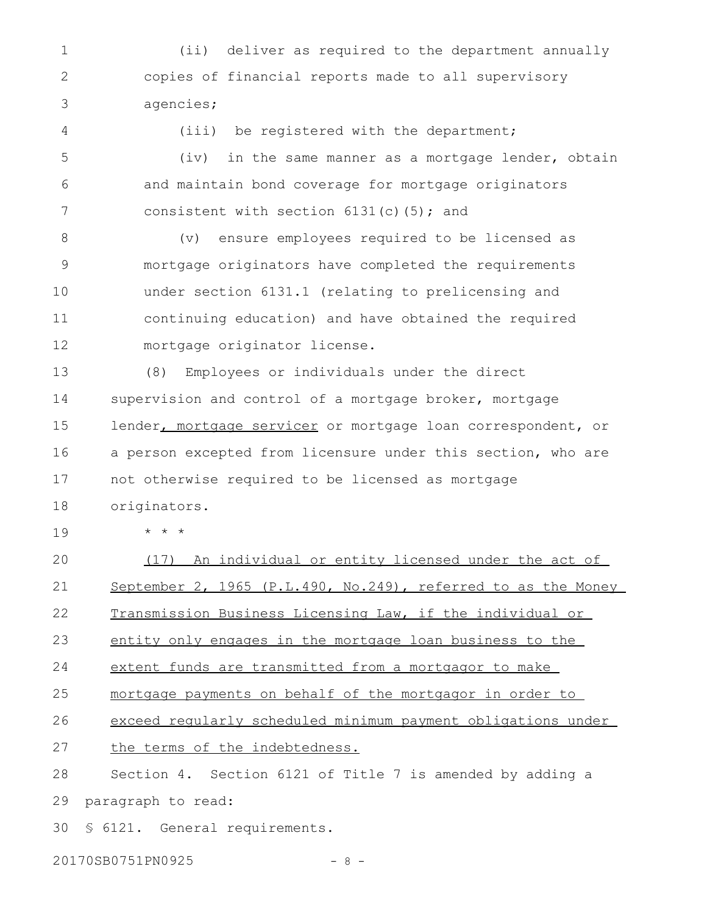(ii) deliver as required to the department annually copies of financial reports made to all supervisory agencies;

(iii) be registered with the department;

(iv) in the same manner as a mortgage lender, obtain and maintain bond coverage for mortgage originators consistent with section 6131(c)(5); and

(v) ensure employees required to be licensed as mortgage originators have completed the requirements under section 6131.1 (relating to prelicensing and continuing education) and have obtained the required mortgage originator license.

(8) Employees or individuals under the direct supervision and control of a mortgage broker, mortgage lender<u>, mortgage servicer</u> or mortgage loan correspondent, or a person excepted from licensure under this section, who are not otherwise required to be licensed as mortgage originators.

\* \* \*

<u>(17) An individual or entity licensed under the act of September 2, 1965 (P.L.490, No.249), referred to as the Money Transmission Business Licensing Law, if the individual or entity only engages in the mortgage loan business to the extent funds are transmitted from a mortgagor to make mortgage payments on behalf of the mortgagor in order to exceed regularly scheduled minimum payment obligations under the terms of the indebtedness.</u>

Section 4. Section 6121 of Title 7 is amended by adding a paragraph to read:

§ 6121. General requirements.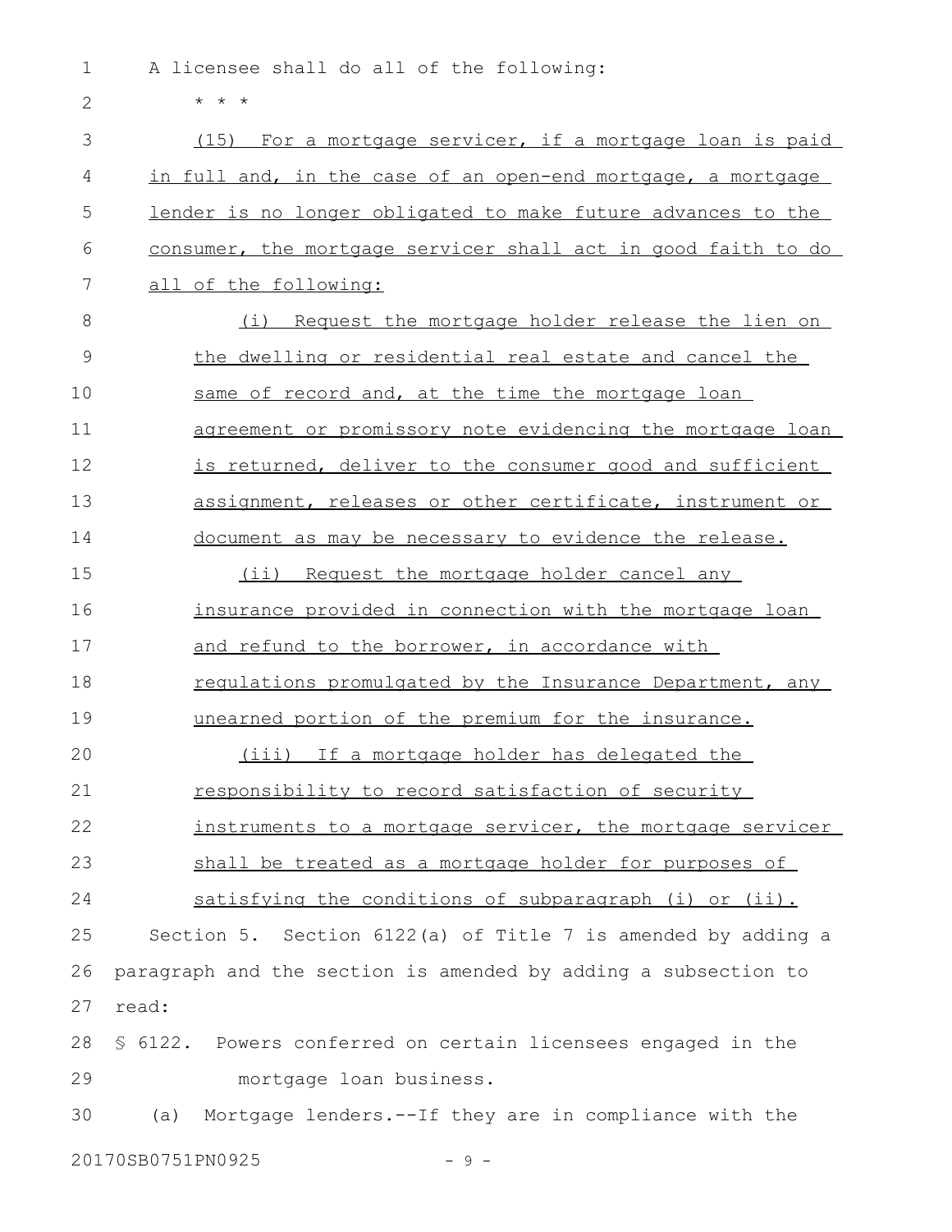A licensee shall do all of the following:

\* \* \*

(15) For a mortgage servicer, if a mortgage loan is paid in full and, in the case of an open-end mortgage, a mortgage lender is no longer obligated to make future advances to the consumer, the mortgage servicer shall act in good faith to do all of the following:

(i) Request the mortgage holder release the lien on the dwelling or residential real estate and cancel the same of record and, at the time the mortgage loan agreement or promissory note evidencing the mortgage loan is returned, deliver to the consumer good and sufficient assignment, releases or other certificate, instrument or document as may be necessary to evidence the release.

(ii) Request the mortgage holder cancel any insurance provided in connection with the mortgage loan and refund to the borrower, in accordance with regulations promulgated by the Insurance Department, any unearned portion of the premium for the insurance.

(iii) If a mortgage holder has delegated the responsibility to record satisfaction of security instruments to a mortgage servicer, the mortgage servicer shall be treated as a mortgage holder for purposes of satisfying the conditions of subparagraph (i) or (ii).

Section 5. Section 6122(a) of Title 7 is amended by adding a paragraph and the section is amended by adding a subsection to read:

§ 6122. Powers conferred on certain licensees engaged in the mortgage loan business.

(a) Mortgage lenders.--If they are in compliance with the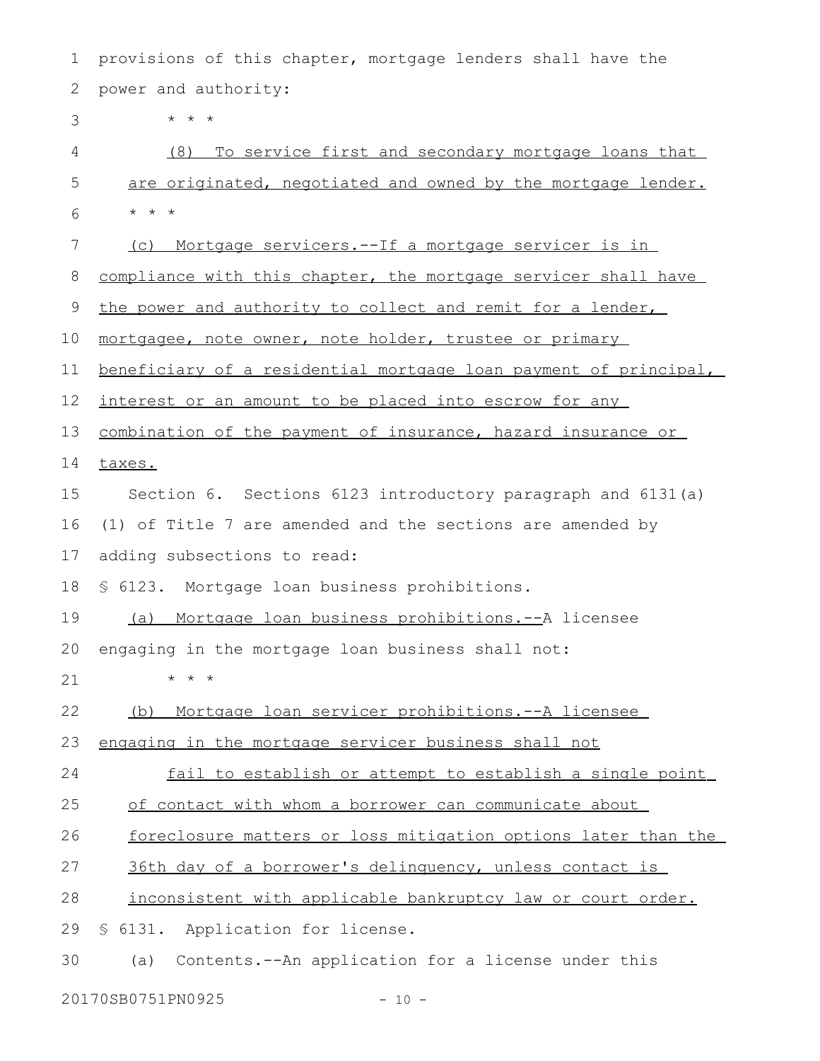provisions of this chapter, mortgage lenders shall have the power and authority:

* * *

(8) To service first and secondary mortgage loans that are originated, negotiated and owned by the mortgage lender.

* * *

(c) Mortgage servicers.--If a mortgage servicer is in compliance with this chapter, the mortgage servicer shall have the power and authority to collect and remit for a lender, mortgagee, note owner, note holder, trustee or primary beneficiary of a residential mortgage loan payment of principal, interest or an amount to be placed into escrow for any combination of the payment of insurance, hazard insurance or taxes.

Section 6. Sections 6123 introductory paragraph and 6131(a)(1) of Title 7 are amended and the sections are amended by adding subsections to read:

§ 6123. Mortgage loan business prohibitions.

(a) Mortgage loan business prohibitions.--A licensee engaging in the mortgage loan business shall not:

* * *

(b) Mortgage loan servicer prohibitions.--A licensee engaging in the mortgage servicer business shall not

fail to establish or attempt to establish a single point of contact with whom a borrower can communicate about foreclosure matters or loss mitigation options later than the 36th day of a borrower's delinquency, unless contact is inconsistent with applicable bankruptcy law or court order.

§ 6131. Application for license.

(a) Contents.--An application for a license under this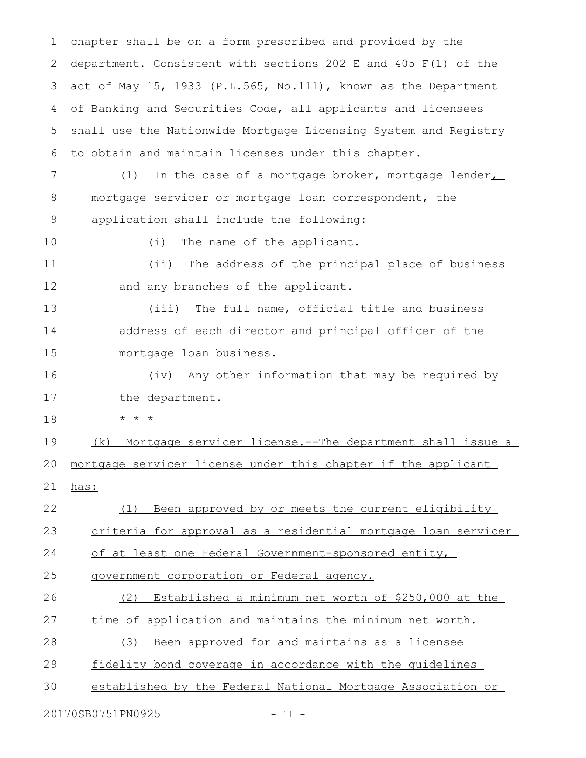chapter shall be on a form prescribed and provided by the department. Consistent with sections 202 E and 405 F(1) of the act of May 15, 1933 (P.L.565, No.111), known as the Department of Banking and Securities Code, all applicants and licensees shall use the Nationwide Mortgage Licensing System and Registry to obtain and maintain licenses under this chapter.

(1) In the case of a mortgage broker, mortgage lender, mortgage servicer or mortgage loan correspondent, the application shall include the following:

(i) The name of the applicant.

(ii) The address of the principal place of business and any branches of the applicant.

(iii) The full name, official title and business address of each director and principal officer of the mortgage loan business.

(iv) Any other information that may be required by the department.

* * *

(k) Mortgage servicer license.--The department shall issue a mortgage servicer license under this chapter if the applicant has:

(1) Been approved by or meets the current eligibility criteria for approval as a residential mortgage loan servicer of at least one Federal Government-sponsored entity, government corporation or Federal agency.

(2) Established a minimum net worth of $250,000 at the time of application and maintains the minimum net worth.

(3) Been approved for and maintains as a licensee fidelity bond coverage in accordance with the guidelines established by the Federal National Mortgage Association or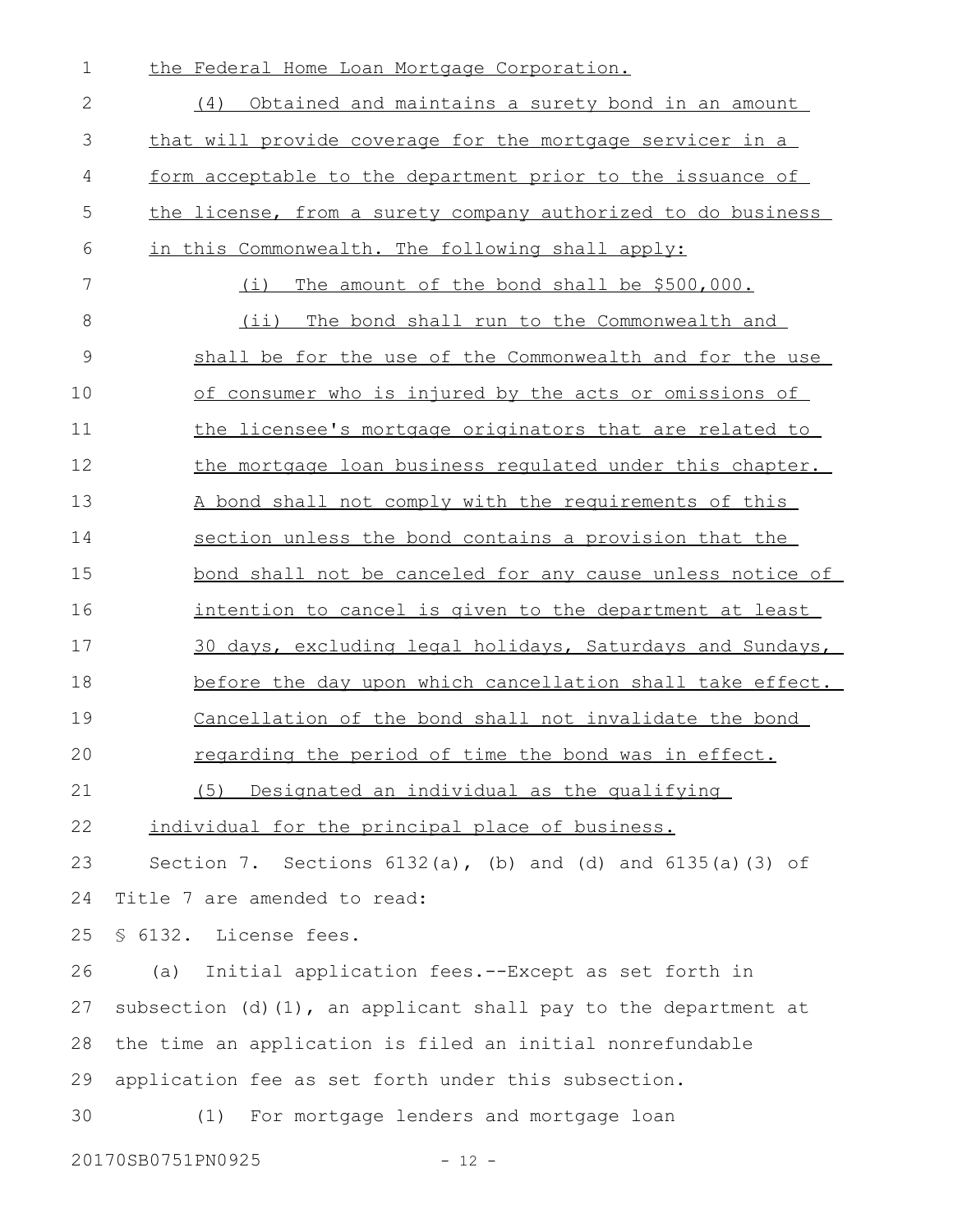the Federal Home Loan Mortgage Corporation.

(4) Obtained and maintains a surety bond in an amount that will provide coverage for the mortgage servicer in a form acceptable to the department prior to the issuance of the license, from a surety company authorized to do business in this Commonwealth. The following shall apply:

(i) The amount of the bond shall be $500,000.

(ii) The bond shall run to the Commonwealth and shall be for the use of the Commonwealth and for the use of consumer who is injured by the acts or omissions of the licensee's mortgage originators that are related to the mortgage loan business regulated under this chapter. A bond shall not comply with the requirements of this section unless the bond contains a provision that the bond shall not be canceled for any cause unless notice of intention to cancel is given to the department at least 30 days, excluding legal holidays, Saturdays and Sundays, before the day upon which cancellation shall take effect. Cancellation of the bond shall not invalidate the bond regarding the period of time the bond was in effect.

(5) Designated an individual as the qualifying individual for the principal place of business.

Section 7. Sections 6132(a), (b) and (d) and 6135(a)(3) of Title 7 are amended to read:

§ 6132. License fees.

(a) Initial application fees.--Except as set forth in subsection (d)(1), an applicant shall pay to the department at the time an application is filed an initial nonrefundable application fee as set forth under this subsection.

(1) For mortgage lenders and mortgage loan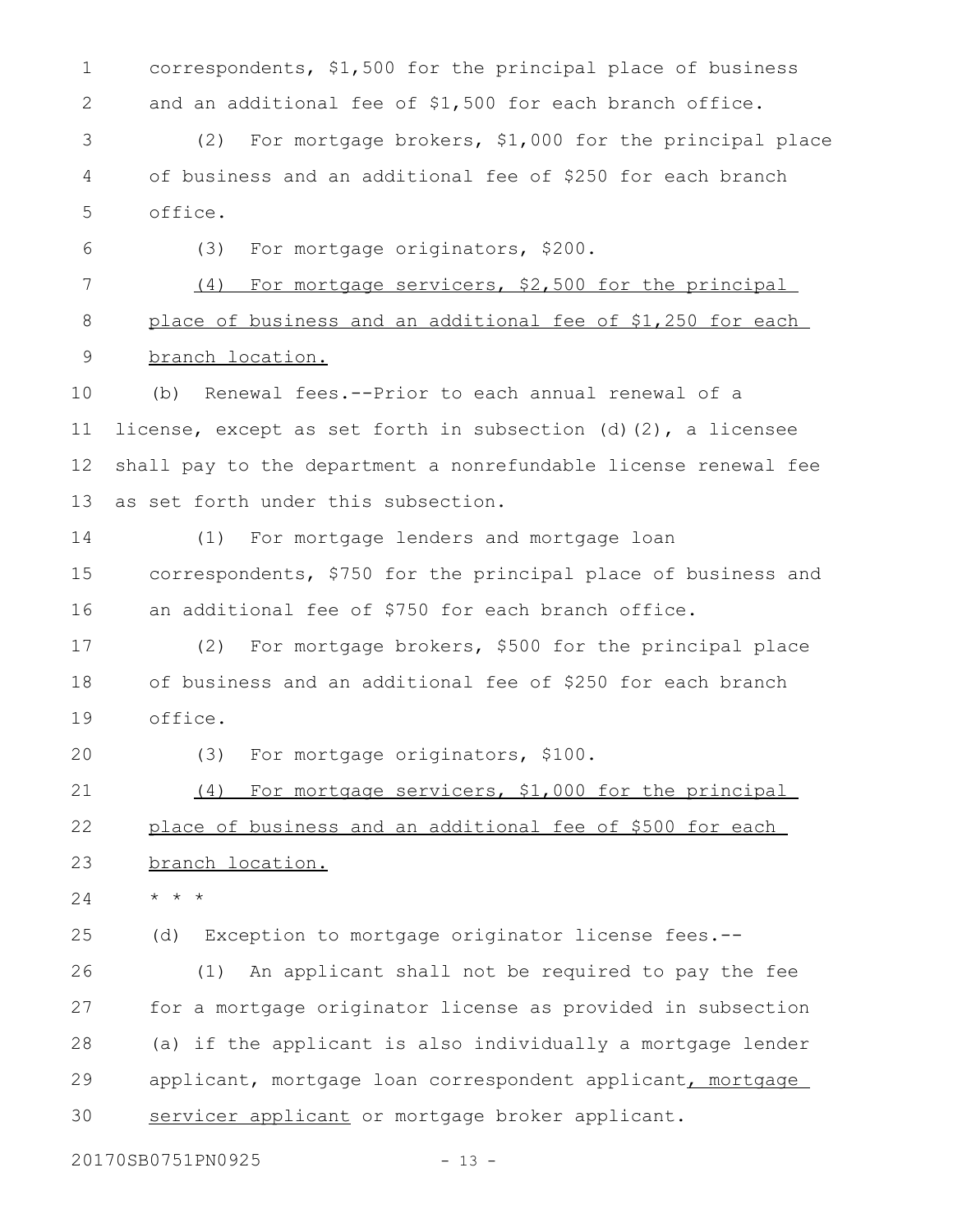correspondents, $1,500 for the principal place of business and an additional fee of $1,500 for each branch office.

(2) For mortgage brokers, $1,000 for the principal place of business and an additional fee of $250 for each branch office.

(3) For mortgage originators, $200.

<u>(4) For mortgage servicers, $2,500 for the principal place of business and an additional fee of $1,250 for each branch location.</u>

(b) Renewal fees.--Prior to each annual renewal of a license, except as set forth in subsection (d)(2), a licensee shall pay to the department a nonrefundable license renewal fee as set forth under this subsection.

(1) For mortgage lenders and mortgage loan correspondents, $750 for the principal place of business and an additional fee of $750 for each branch office.

(2) For mortgage brokers, $500 for the principal place of business and an additional fee of $250 for each branch office.

(3) For mortgage originators, $100.

<u>(4) For mortgage servicers, $1,000 for the principal place of business and an additional fee of $500 for each branch location.</u>

* * *

(d) Exception to mortgage originator license fees.--

(1) An applicant shall not be required to pay the fee for a mortgage originator license as provided in subsection (a) if the applicant is also individually a mortgage lender applicant, mortgage loan correspondent applicant<u>, mortgage servicer applicant</u> or mortgage broker applicant.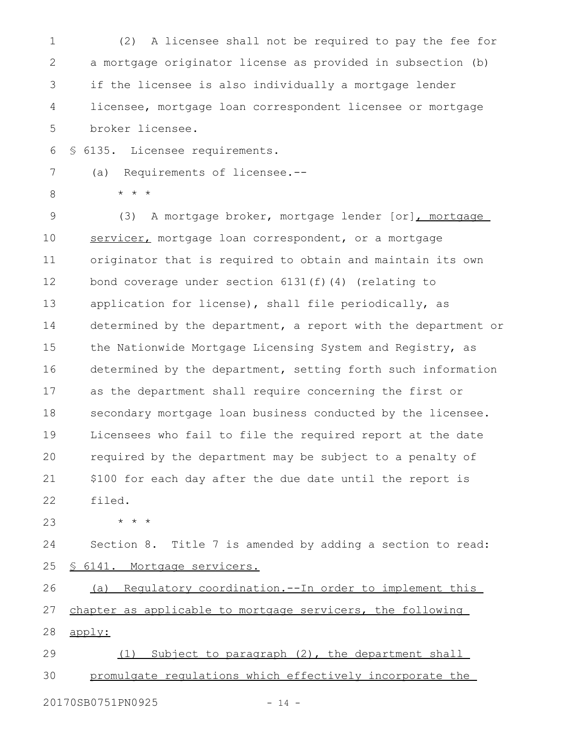(2) A licensee shall not be required to pay the fee for a mortgage originator license as provided in subsection (b) if the licensee is also individually a mortgage lender licensee, mortgage loan correspondent licensee or mortgage broker licensee.

§ 6135. Licensee requirements.

(a) Requirements of licensee.--

* * *

(3) A mortgage broker, mortgage lender [or], mortgage servicer, mortgage loan correspondent, or a mortgage originator that is required to obtain and maintain its own bond coverage under section 6131(f)(4) (relating to application for license), shall file periodically, as determined by the department, a report with the department or the Nationwide Mortgage Licensing System and Registry, as determined by the department, setting forth such information as the department shall require concerning the first or secondary mortgage loan business conducted by the licensee. Licensees who fail to file the required report at the date required by the department may be subject to a penalty of $100 for each day after the due date until the report is filed.

* * *

Section 8. Title 7 is amended by adding a section to read:

§ 6141. Mortgage servicers.

(a) Regulatory coordination.--In order to implement this chapter as applicable to mortgage servicers, the following apply:

(1) Subject to paragraph (2), the department shall promulgate regulations which effectively incorporate the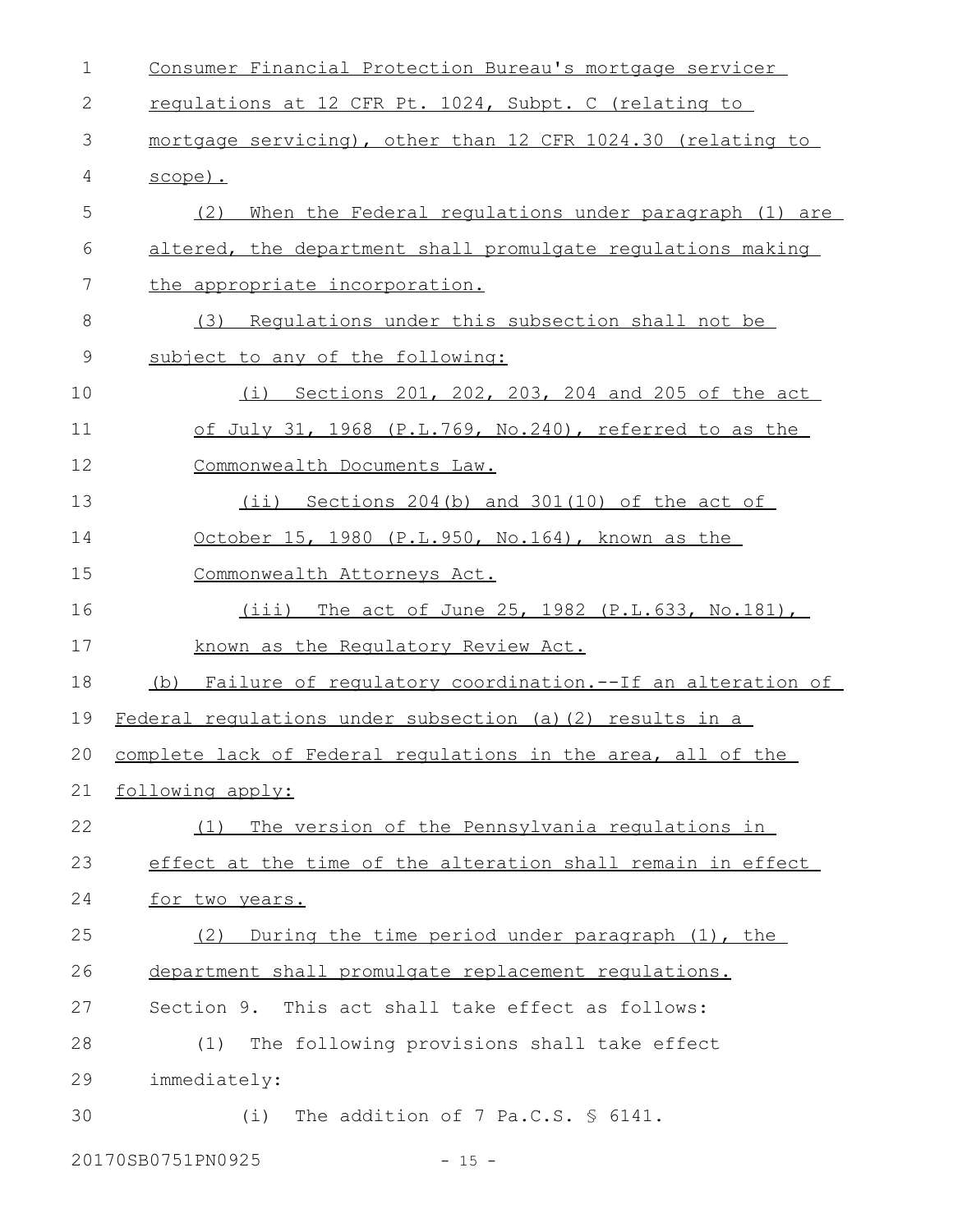Consumer Financial Protection Bureau's mortgage servicer regulations at 12 CFR Pt. 1024, Subpt. C (relating to mortgage servicing), other than 12 CFR 1024.30 (relating to scope).

(2) When the Federal regulations under paragraph (1) are altered, the department shall promulgate regulations making the appropriate incorporation.

(3) Regulations under this subsection shall not be subject to any of the following:

(i) Sections 201, 202, 203, 204 and 205 of the act of July 31, 1968 (P.L.769, No.240), referred to as the Commonwealth Documents Law.

(ii) Sections 204(b) and 301(10) of the act of October 15, 1980 (P.L.950, No.164), known as the Commonwealth Attorneys Act.

(iii) The act of June 25, 1982 (P.L.633, No.181), known as the Regulatory Review Act.

(b) Failure of regulatory coordination.--If an alteration of Federal regulations under subsection (a)(2) results in a complete lack of Federal regulations in the area, all of the following apply:

(1) The version of the Pennsylvania regulations in effect at the time of the alteration shall remain in effect for two years.

(2) During the time period under paragraph (1), the department shall promulgate replacement regulations.

Section 9. This act shall take effect as follows:

(1) The following provisions shall take effect immediately:

(i) The addition of 7 Pa.C.S. § 6141.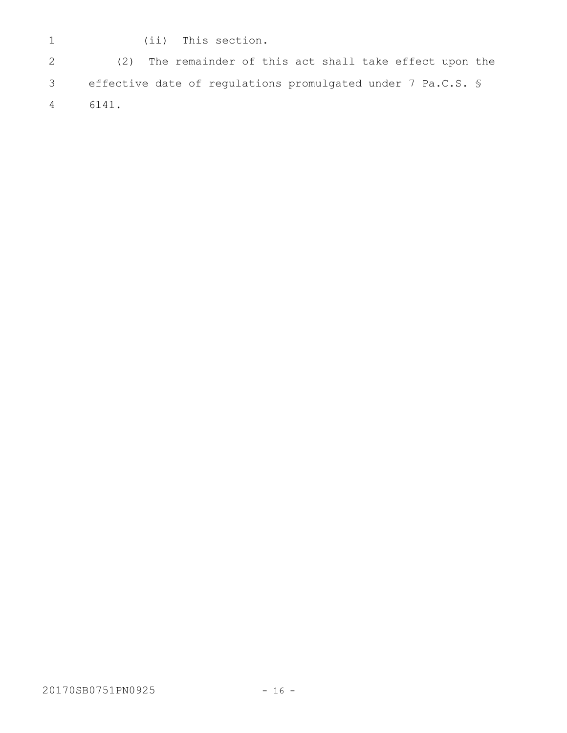(ii) This section.

(2) The remainder of this act shall take effect upon the effective date of regulations promulgated under 7 Pa.C.S. § 6141.